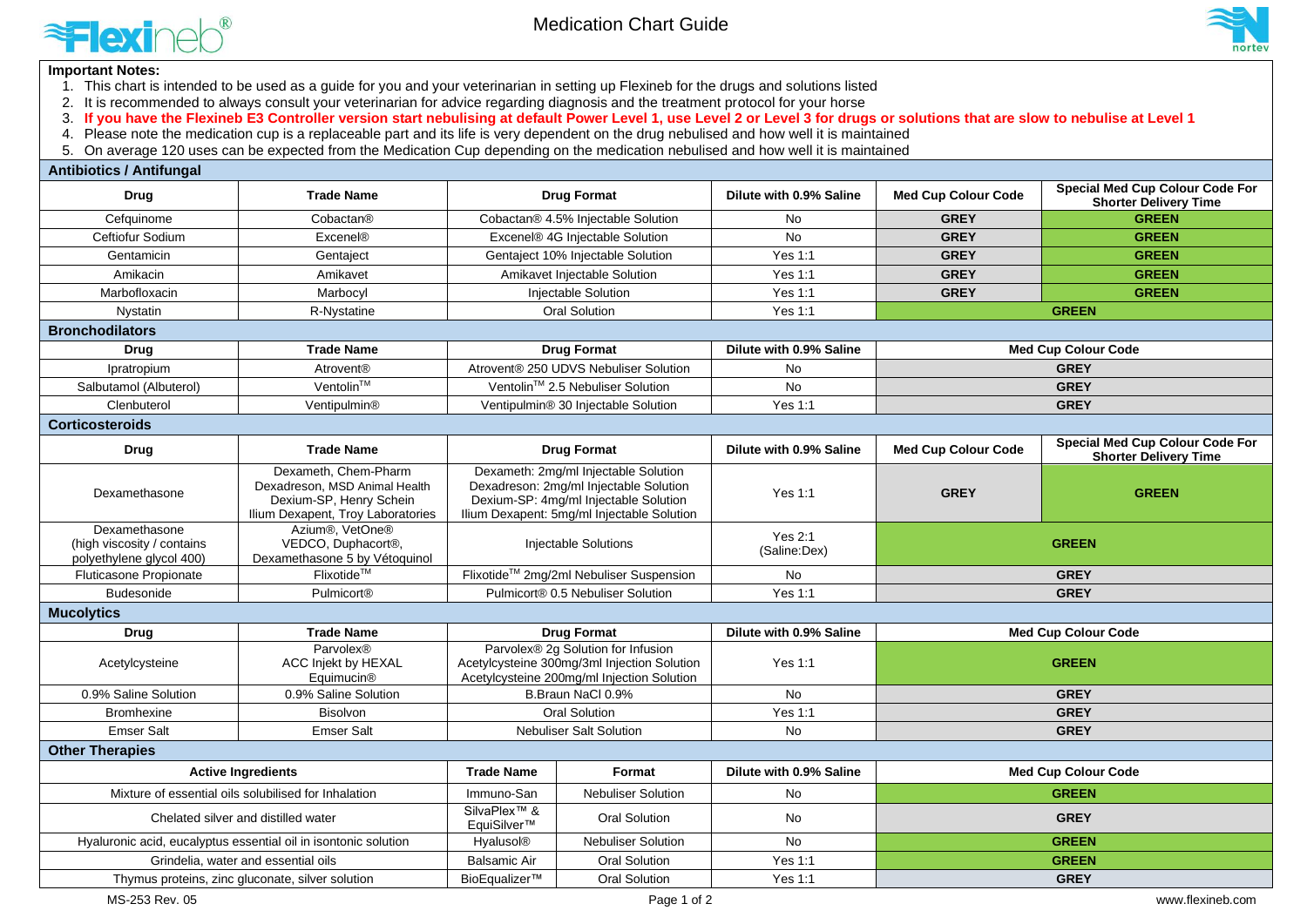# Medication Chart Guide

**Important Notes:**

1. This chart is intended to be used as a guide for you and your veterinarian in setting up Flexineb for the drugs and solutions listed
2. It is recommended to always consult your veterinarian for advice regarding diagnosis and the treatment protocol for your horse
3. **If you have the Flexineb E3 Controller version start nebulising at default Power Level 1, use Level 2 or Level 3 for drugs or solutions that are slow to nebulise at Level 1**
4. Please note the medication cup is a replaceable part and its life is very dependent on the drug nebulised and how well it is maintained
5. On average 120 uses can be expected from the Medication Cup depending on the medication nebulised and how well it is maintained

## Antibiotics / Antifungal

| Drug | Trade Name | Drug Format | Dilute with 0.9% Saline | Med Cup Colour Code | Special Med Cup Colour Code For Shorter Delivery Time |
|---|---|---|---|---|---|
| Cefquinome | Cobactan® | Cobactan® 4.5% Injectable Solution | No | GREY | GREEN |
| Ceftiofur Sodium | Excenel® | Excenel® 4G Injectable Solution | No | GREY | GREEN |
| Gentamicin | Gentaject | Gentaject 10% Injectable Solution | Yes 1:1 | GREY | GREEN |
| Amikacin | Amikavet | Amikavet Injectable Solution | Yes 1:1 | GREY | GREEN |
| Marbofloxacin | Marbocyl | Injectable Solution | Yes 1:1 | GREY | GREEN |
| Nystatin | R-Nystatine | Oral Solution | Yes 1:1 | GREEN | |

## Bronchodilators

| Drug | Trade Name | Drug Format | Dilute with 0.9% Saline | Med Cup Colour Code |
|---|---|---|---|---|
| Ipratropium | Atrovent® | Atrovent® 250 UDVS Nebuliser Solution | No | GREY |
| Salbutamol (Albuterol) | Ventolin™ | Ventolin™ 2.5 Nebuliser Solution | No | GREY |
| Clenbuterol | Ventipulmin® | Ventipulmin® 30 Injectable Solution | Yes 1:1 | GREY |

## Corticosteroids

| Drug | Trade Name | Drug Format | Dilute with 0.9% Saline | Med Cup Colour Code | Special Med Cup Colour Code For Shorter Delivery Time |
|---|---|---|---|---|---|
| Dexamethasone | Dexameth, Chem-Pharm<br>Dexadreson, MSD Animal Health<br>Dexium-SP, Henry Schein<br>Ilium Dexapent, Troy Laboratories | Dexameth: 2mg/ml Injectable Solution<br>Dexadreson: 2mg/ml Injectable Solution<br>Dexium-SP: 4mg/ml Injectable Solution<br>Ilium Dexapent: 5mg/ml Injectable Solution | Yes 1:1 | GREY | GREEN |
| Dexamethasone<br>(high viscosity / contains polyethylene glycol 400) | Azium®, VetOne®<br>VEDCO, Duphacort®,<br>Dexamethasone 5 by Vétoquinol | Injectable Solutions | Yes 2:1<br>(Saline:Dex) | GREEN | |
| Fluticasone Propionate | Flixotide™ | Flixotide™ 2mg/2ml Nebuliser Suspension | No | GREY | |
| Budesonide | Pulmicort® | Pulmicort® 0.5 Nebuliser Solution | Yes 1:1 | GREY | |

## Mucolytics

| Drug | Trade Name | Drug Format | Dilute with 0.9% Saline | Med Cup Colour Code |
|---|---|---|---|---|
| Acetylcysteine | Parvolex®<br>ACC Injekt by HEXAL<br>Equimucin® | Parvolex® 2g Solution for Infusion<br>Acetylcysteine 300mg/3ml Injection Solution<br>Acetylcysteine 200mg/ml Injection Solution | Yes 1:1 | GREEN |
| 0.9% Saline Solution | 0.9% Saline Solution | B.Braun NaCl 0.9% | No | GREY |
| Bromhexine | Bisolvon | Oral Solution | Yes 1:1 | GREY |
| Emser Salt | Emser Salt | Nebuliser Salt Solution | No | GREY |

## Other Therapies

| Active Ingredients | Trade Name | Format | Dilute with 0.9% Saline | Med Cup Colour Code |
|---|---|---|---|---|
| Mixture of essential oils solubilised for Inhalation | Immuno-San | Nebuliser Solution | No | GREEN |
| Chelated silver and distilled water | SilvaPlex™ & EquiSilver™ | Oral Solution | No | GREY |
| Hyaluronic acid, eucalyptus essential oil in isontonic solution | Hyalusol® | Nebuliser Solution | No | GREEN |
| Grindelia, water and essential oils | Balsamic Air | Oral Solution | Yes 1:1 | GREEN |
| Thymus proteins, zinc gluconate, silver solution | BioEqualizer™ | Oral Solution | Yes 1:1 | GREY |

MS-253 Rev. 05 www.flexineb.com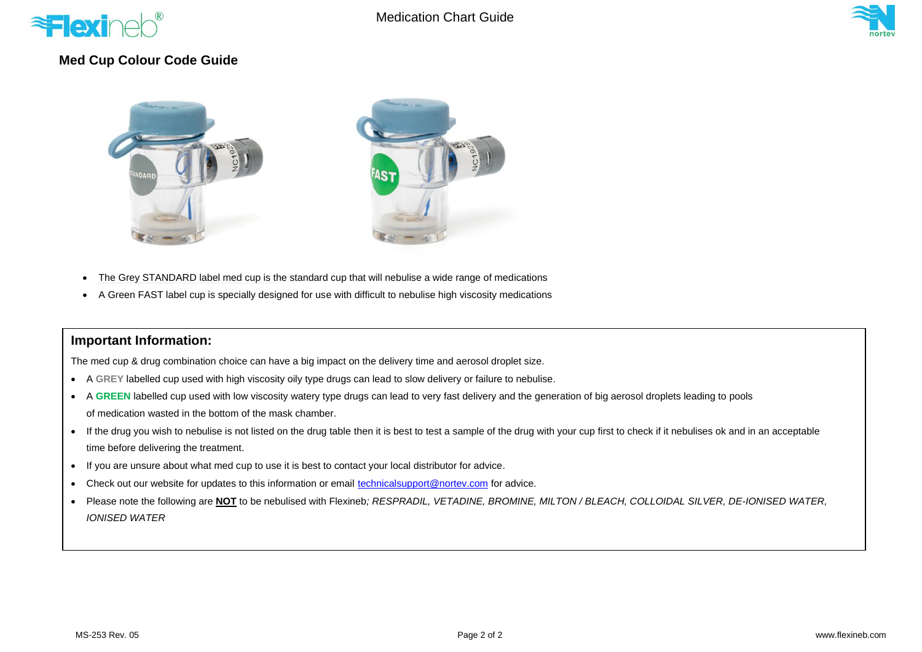## Med Cup Colour Code Guide

- The Grey STANDARD label med cup is the standard cup that will nebulise a wide range of medications
- A Green FAST label cup is specially designed for use with difficult to nebulise high viscosity medications

### Important Information:

The med cup & drug combination choice can have a big impact on the delivery time and aerosol droplet size.

- A **GREY** labelled cup used with high viscosity oily type drugs can lead to slow delivery or failure to nebulise.
- A **GREEN** labelled cup used with low viscosity watery type drugs can lead to very fast delivery and the generation of big aerosol droplets leading to pools of medication wasted in the bottom of the mask chamber.
- If the drug you wish to nebulise is not listed on the drug table then it is best to test a sample of the drug with your cup first to check if it nebulises ok and in an acceptable time before delivering the treatment.
- If you are unsure about what med cup to use it is best to contact your local distributor for advice.
- Check out our website for updates to this information or email technicalsupport@nortev.com for advice.
- Please note the following are **NOT** to be nebulised with Flexineb*; RESPRADIL, VETADINE, BROMINE, MILTON / BLEACH, COLLOIDAL SILVER, DE-IONISED WATER, IONISED WATER*